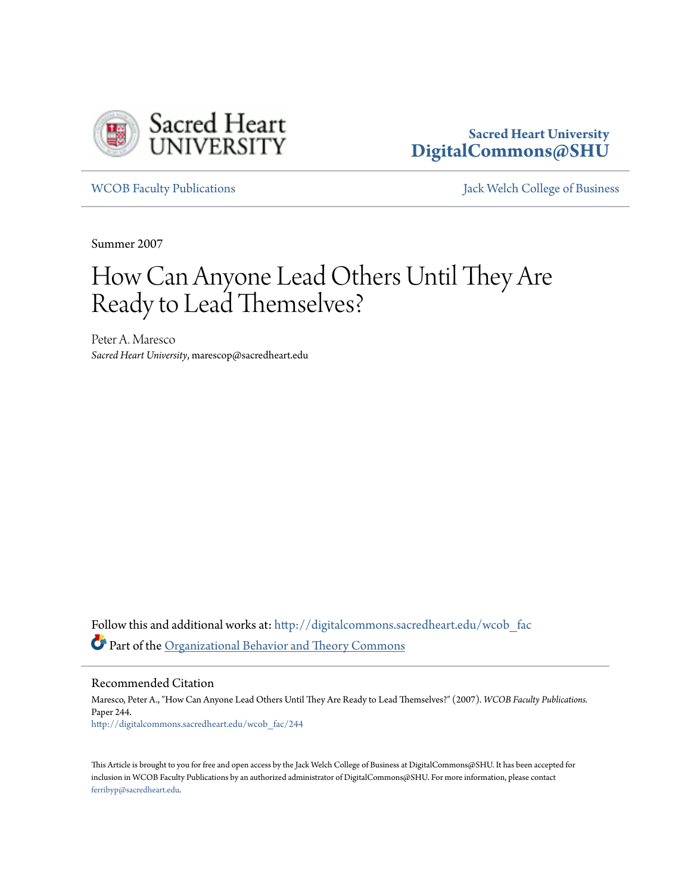Sacred Heart University
DigitalCommons@SHU

WCOB Faculty Publications | Jack Welch College of Business

Summer 2007

# How Can Anyone Lead Others Until They Are Ready to Lead Themselves?

Peter A. Maresco
*Sacred Heart University*, marescop@sacredheart.edu

Follow this and additional works at: http://digitalcommons.sacredheart.edu/wcob_fac

Part of the Organizational Behavior and Theory Commons

## Recommended Citation

Maresco, Peter A., "How Can Anyone Lead Others Until They Are Ready to Lead Themselves?" (2007). *WCOB Faculty Publications.* Paper 244.
http://digitalcommons.sacredheart.edu/wcob_fac/244

This Article is brought to you for free and open access by the Jack Welch College of Business at DigitalCommons@SHU. It has been accepted for inclusion in WCOB Faculty Publications by an authorized administrator of DigitalCommons@SHU. For more information, please contact ferribyp@sacredheart.edu.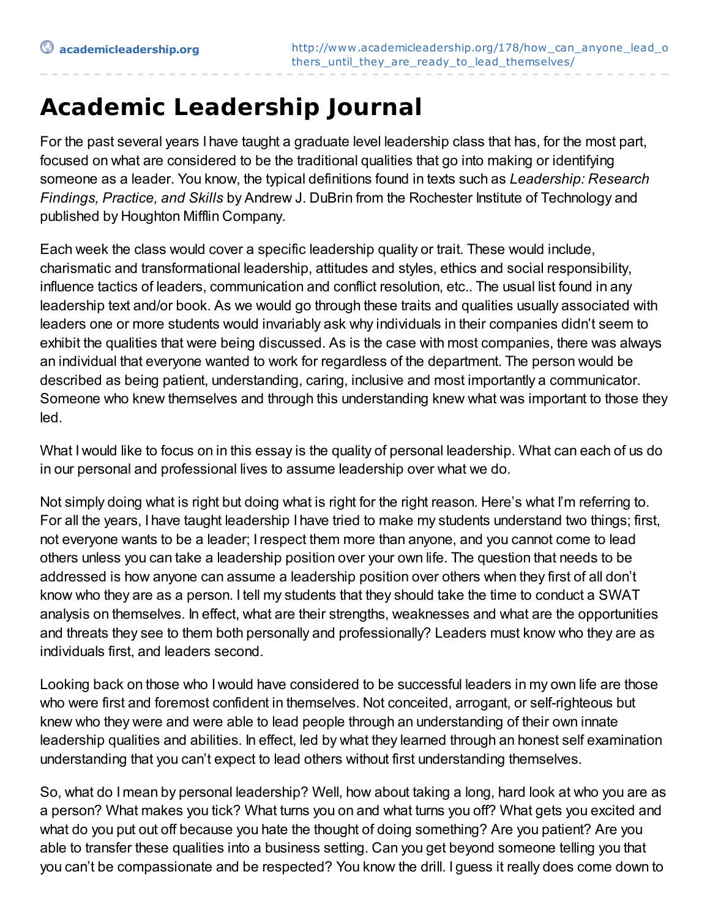# Academic Leadership Journal

For the past several years I have taught a graduate level leadership class that has, for the most part, focused on what are considered to be the traditional qualities that go into making or identifying someone as a leader. You know, the typical definitions found in texts such as *Leadership: Research Findings, Practice, and Skills* by Andrew J. DuBrin from the Rochester Institute of Technology and published by Houghton Mifflin Company.

Each week the class would cover a specific leadership quality or trait. These would include, charismatic and transformational leadership, attitudes and styles, ethics and social responsibility, influence tactics of leaders, communication and conflict resolution, etc.. The usual list found in any leadership text and/or book. As we would go through these traits and qualities usually associated with leaders one or more students would invariably ask why individuals in their companies didn't seem to exhibit the qualities that were being discussed. As is the case with most companies, there was always an individual that everyone wanted to work for regardless of the department. The person would be described as being patient, understanding, caring, inclusive and most importantly a communicator. Someone who knew themselves and through this understanding knew what was important to those they led.

What I would like to focus on in this essay is the quality of personal leadership. What can each of us do in our personal and professional lives to assume leadership over what we do.

Not simply doing what is right but doing what is right for the right reason. Here's what I'm referring to. For all the years, I have taught leadership I have tried to make my students understand two things; first, not everyone wants to be a leader; I respect them more than anyone, and you cannot come to lead others unless you can take a leadership position over your own life. The question that needs to be addressed is how anyone can assume a leadership position over others when they first of all don't know who they are as a person. I tell my students that they should take the time to conduct a SWAT analysis on themselves. In effect, what are their strengths, weaknesses and what are the opportunities and threats they see to them both personally and professionally? Leaders must know who they are as individuals first, and leaders second.

Looking back on those who I would have considered to be successful leaders in my own life are those who were first and foremost confident in themselves. Not conceited, arrogant, or self-righteous but knew who they were and were able to lead people through an understanding of their own innate leadership qualities and abilities. In effect, led by what they learned through an honest self examination understanding that you can't expect to lead others without first understanding themselves.

So, what do I mean by personal leadership? Well, how about taking a long, hard look at who you are as a person? What makes you tick? What turns you on and what turns you off? What gets you excited and what do you put out off because you hate the thought of doing something? Are you patient? Are you able to transfer these qualities into a business setting. Can you get beyond someone telling you that you can't be compassionate and be respected? You know the drill. I guess it really does come down to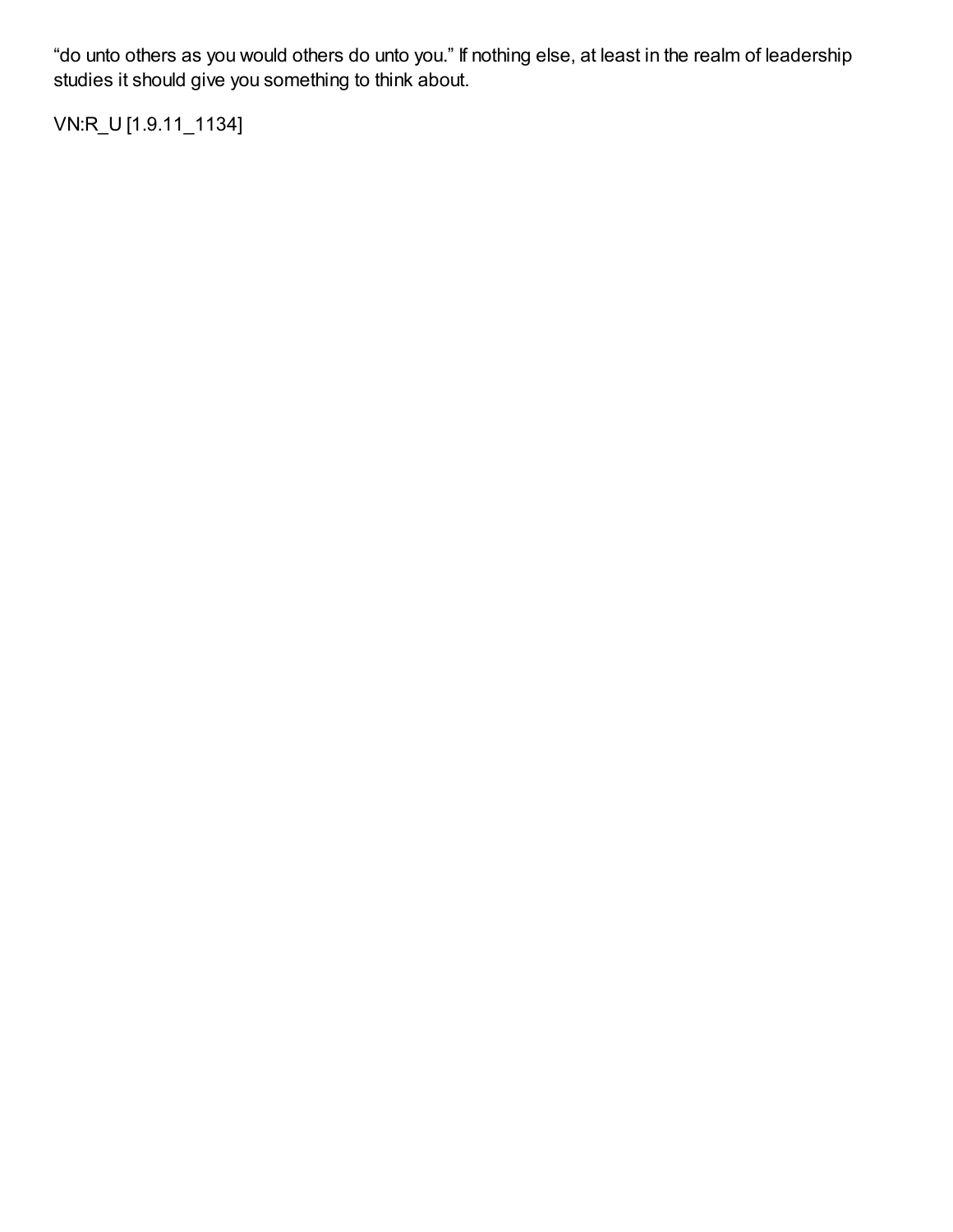"do unto others as you would others do unto you." If nothing else, at least in the realm of leadership studies it should give you something to think about.

VN:R_U [1.9.11_1134]